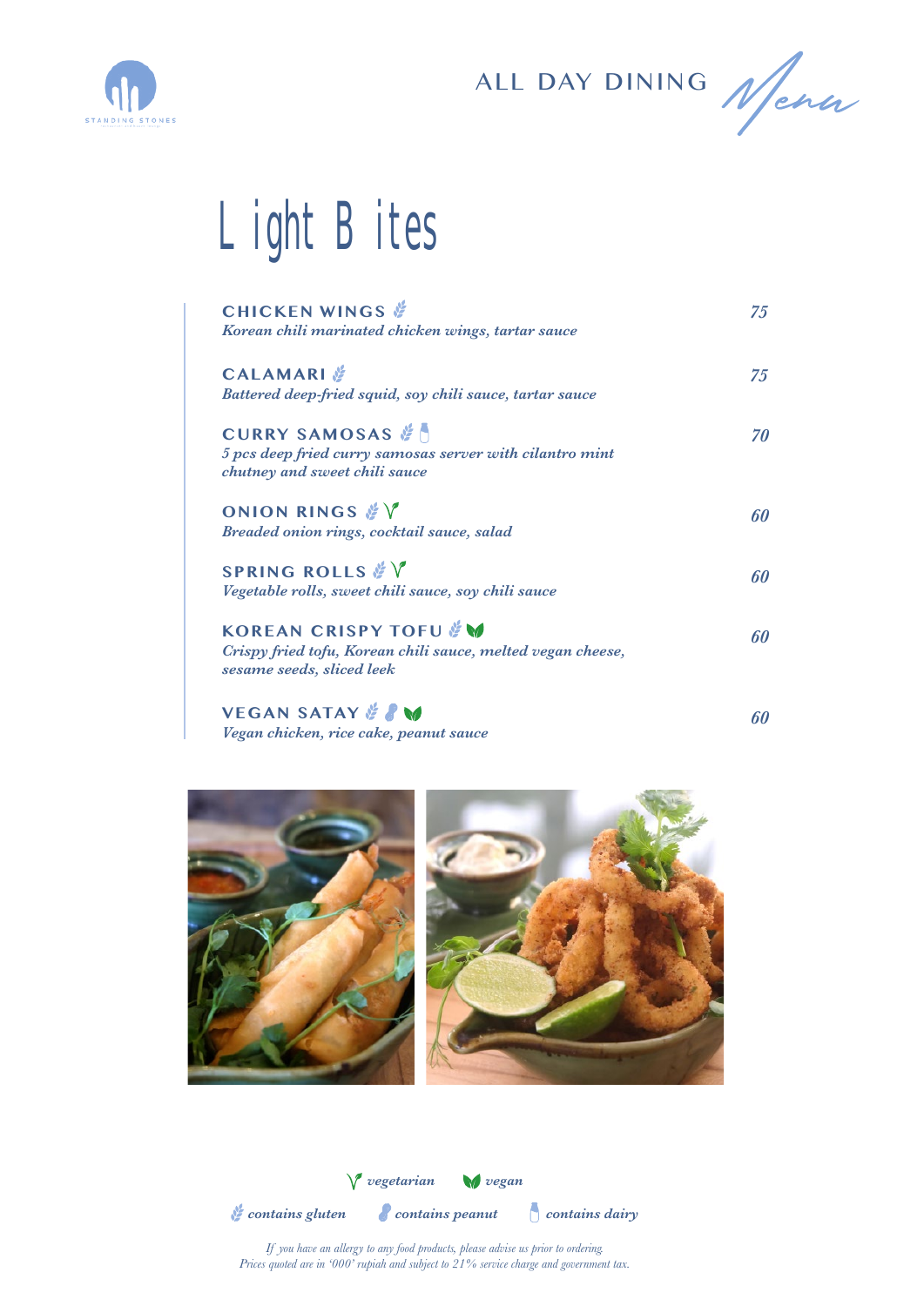ALL DAY DINING *Menu*

# Light Bites

**CHICKEN WINGS** (contains gluten) — *75*
*Korean chili marinated chicken wings, tartar sauce*

**CALAMARI** (contains gluten) — *75*
*Battered deep-fried squid, soy chili sauce, tartar sauce*

**CURRY SAMOSAS** (contains gluten, contains dairy) — *70*
*5 pcs deep fried curry samosas server with cilantro mint chutney and sweet chili sauce*

**ONION RINGS** (contains gluten, vegetarian) — *60*
*Breaded onion rings, cocktail sauce, salad*

**SPRING ROLLS** (contains gluten, vegetarian) — *60*
*Vegetable rolls, sweet chili sauce, soy chili sauce*

**KOREAN CRISPY TOFU** (contains gluten, vegan) — *60*
*Crispy fried tofu, Korean chili sauce, melted vegan cheese, sesame seeds, sliced leek*

**VEGAN SATAY** (contains gluten, contains peanut, vegan) — *60*
*Vegan chicken, rice cake, peanut sauce*

*vegetarian* *vegan*

*contains gluten* *contains peanut* *contains dairy*

*If you have an allergy to any food products, please advise us prior to ordering.*
*Prices quoted are in '000' rupiah and subject to 21% service charge and government tax.*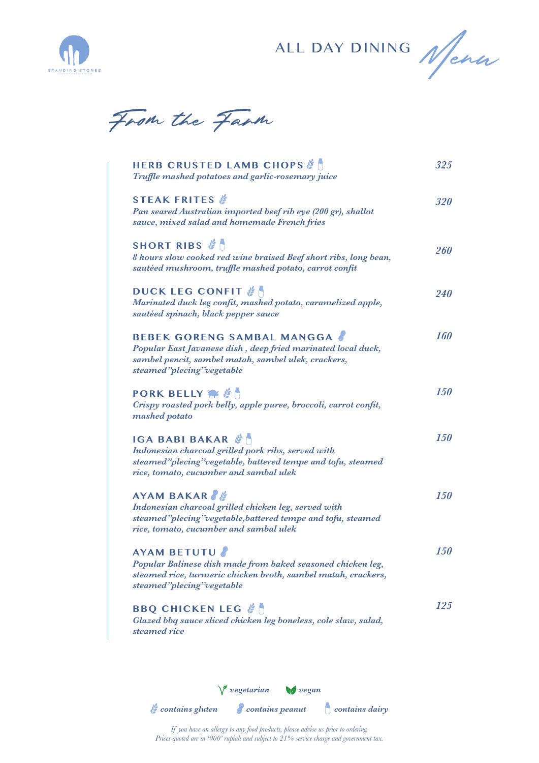# ALL DAY DINING *Menu*

## From the Farm

**HERB CRUSTED LAMB CHOPS** (contains gluten, contains dairy) — *325*
*Truffle mashed potatoes and garlic-rosemary juice*

**STEAK FRITES** (contains gluten) — *320*
*Pan seared Australian imported beef rib eye (200 gr), shallot sauce, mixed salad and homemade French fries*

**SHORT RIBS** (contains gluten, contains dairy) — *260*
*8 hours slow cooked red wine braised Beef short ribs, long bean, sautéed mushroom, truffle mashed potato, carrot confit*

**DUCK LEG CONFIT** (contains gluten, contains dairy) — *240*
*Marinated duck leg confit, mashed potato, caramelized apple, sautéed spinach, black pepper sauce*

**BEBEK GORENG SAMBAL MANGGA** (contains peanut) — *160*
*Popular East Javanese dish , deep fried marinated local duck, sambel pencit, sambel matah, sambel ulek, crackers, steamed"plecing"vegetable*

**PORK BELLY** (pork, contains gluten, contains dairy) — *150*
*Crispy roasted pork belly, apple puree, broccoli, carrot confit, mashed potato*

**IGA BABI BAKAR** (contains gluten, contains dairy) — *150*
*Indonesian charcoal grilled pork ribs, served with steamed"plecing"vegetable, battered tempe and tofu, steamed rice, tomato, cucumber and sambal ulek*

**AYAM BAKAR** (contains peanut, contains gluten) — *150*
*Indonesian charcoal grilled chicken leg, served with steamed"plecing"vegetable,battered tempe and tofu, steamed rice, tomato, cucumber and sambal ulek*

**AYAM BETUTU** (contains peanut) — *150*
*Popular Balinese dish made from baked seasoned chicken leg, steamed rice, turmeric chicken broth, sambel matah, crackers, steamed"plecing"vegetable*

**BBQ CHICKEN LEG** (contains gluten, contains dairy) — *125*
*Glazed bbq sauce sliced chicken leg boneless, cole slaw, salad, steamed rice*

*vegetarian* | *vegan*

*contains gluten* | *contains peanut* | *contains dairy*

*If you have an allergy to any food products, please advise us prior to ordering.*
*Prices quoted are in '000' rupiah and subject to 21% service charge and government tax.*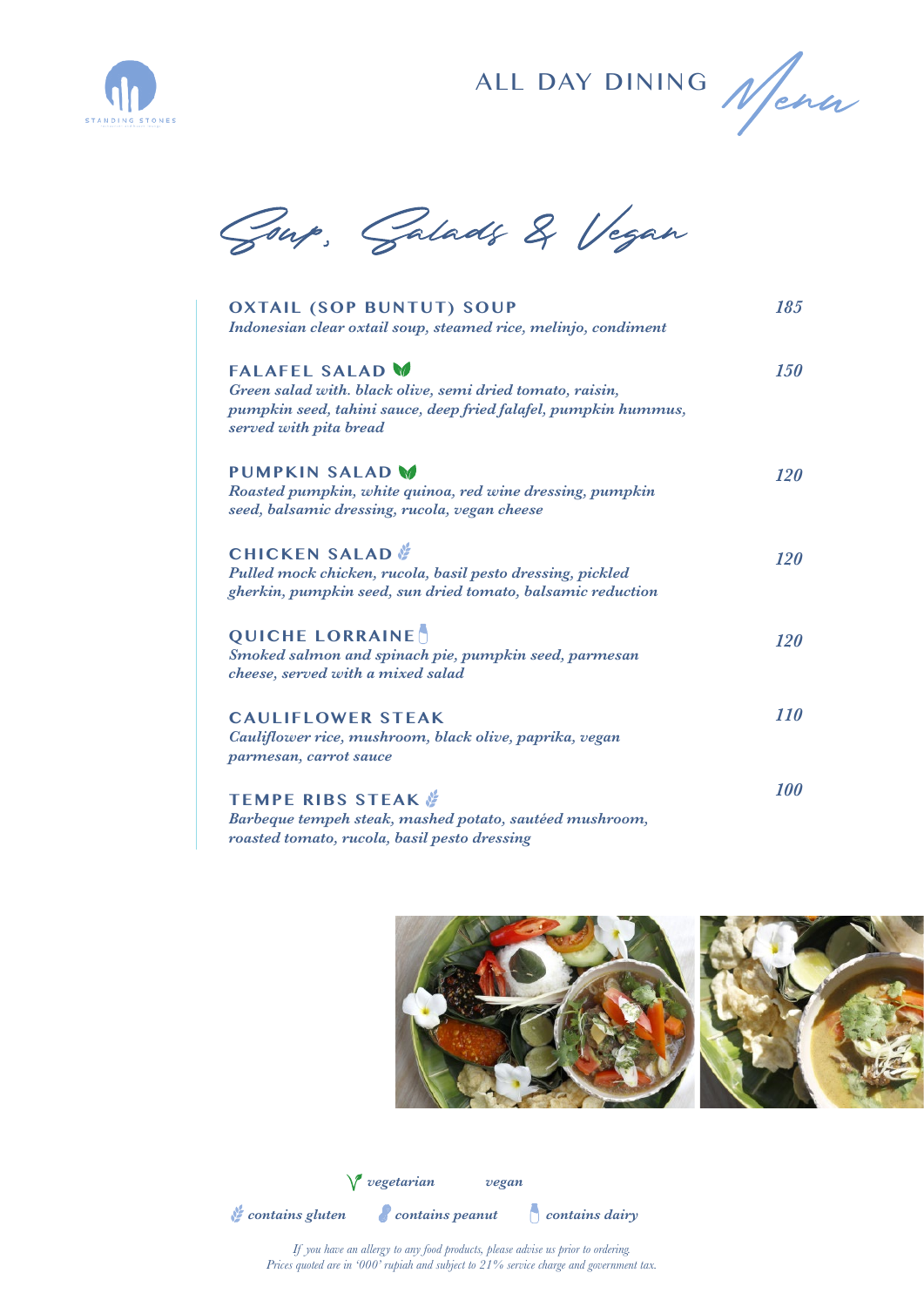ALL DAY DINING *Menu*

# Soup, Salads & Vegan

**OXTAIL (SOP BUNTUT) SOUP** — *185*
*Indonesian clear oxtail soup, steamed rice, melinjo, condiment*

**FALAFEL SALAD** — *150*
*Green salad with. black olive, semi dried tomato, raisin, pumpkin seed, tahini sauce, deep fried falafel, pumpkin hummus, served with pita bread*

**PUMPKIN SALAD** — *120*
*Roasted pumpkin, white quinoa, red wine dressing, pumpkin seed, balsamic dressing, rucola, vegan cheese*

**CHICKEN SALAD** — *120*
*Pulled mock chicken, rucola, basil pesto dressing, pickled gherkin, pumpkin seed, sun dried tomato, balsamic reduction*

**QUICHE LORRAINE** — *120*
*Smoked salmon and spinach pie, pumpkin seed, parmesan cheese, served with a mixed salad*

**CAULIFLOWER STEAK** — *110*
*Cauliflower rice, mushroom, black olive, paprika, vegan parmesan, carrot sauce*

**TEMPE RIBS STEAK** — *100*
*Barbeque tempeh steak, mashed potato, sautéed mushroom, roasted tomato, rucola, basil pesto dressing*

*vegetarian* *vegan*

*contains gluten* *contains peanut* *contains dairy*

*If you have an allergy to any food products, please advise us prior to ordering.*
*Prices quoted are in '000' rupiah and subject to 21% service charge and government tax.*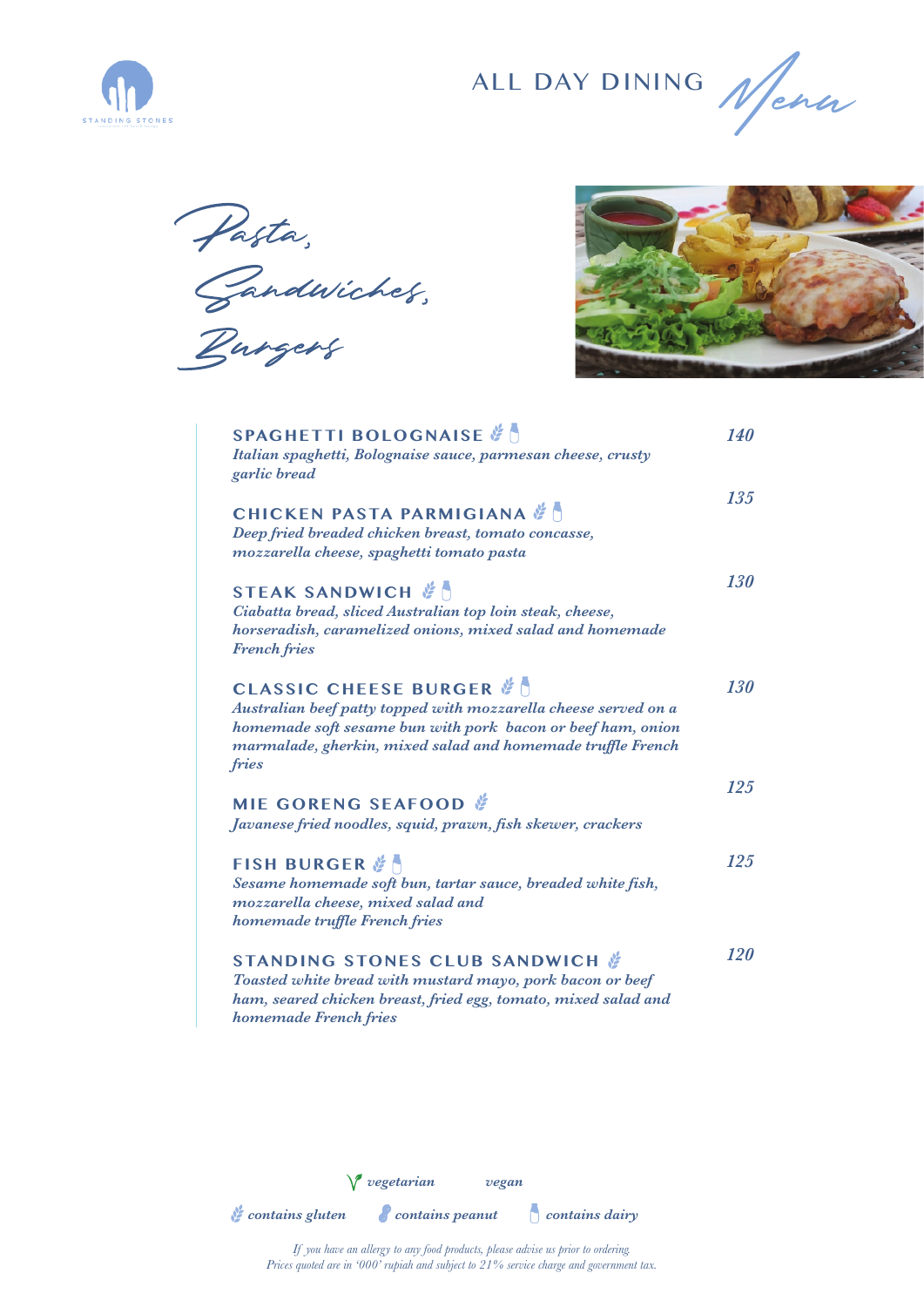# ALL DAY DINING *Menu*

## *Pasta, Sandwiches, Burgers*

**SPAGHETTI BOLOGNAISE** 🌾 🥛 — *140*
*Italian spaghetti, Bolognaise sauce, parmesan cheese, crusty garlic bread*

**CHICKEN PASTA PARMIGIANA** 🌾 🥛 — *135*
*Deep fried breaded chicken breast, tomato concasse, mozzarella cheese, spaghetti tomato pasta*

**STEAK SANDWICH** 🌾 🥛 — *130*
*Ciabatta bread, sliced Australian top loin steak, cheese, horseradish, caramelized onions, mixed salad and homemade French fries*

**CLASSIC CHEESE BURGER** 🌾 🥛 — *130*
*Australian beef patty topped with mozzarella cheese served on a homemade soft sesame bun with pork bacon or beef ham, onion marmalade, gherkin, mixed salad and homemade truffle French fries*

**MIE GORENG SEAFOOD** 🌾 — *125*
*Javanese fried noodles, squid, prawn, fish skewer, crackers*

**FISH BURGER** 🌾 🥛 — *125*
*Sesame homemade soft bun, tartar sauce, breaded white fish, mozzarella cheese, mixed salad and homemade truffle French fries*

**STANDING STONES CLUB SANDWICH** 🌾 — *120*
*Toasted white bread with mustard mayo, pork bacon or beef ham, seared chicken breast, fried egg, tomato, mixed salad and homemade French fries*

*vegetarian* · *vegan*

🌾 *contains gluten* · 🥜 *contains peanut* · 🥛 *contains dairy*

*If you have an allergy to any food products, please advise us prior to ordering.*
*Prices quoted are in '000' rupiah and subject to 21% service charge and government tax.*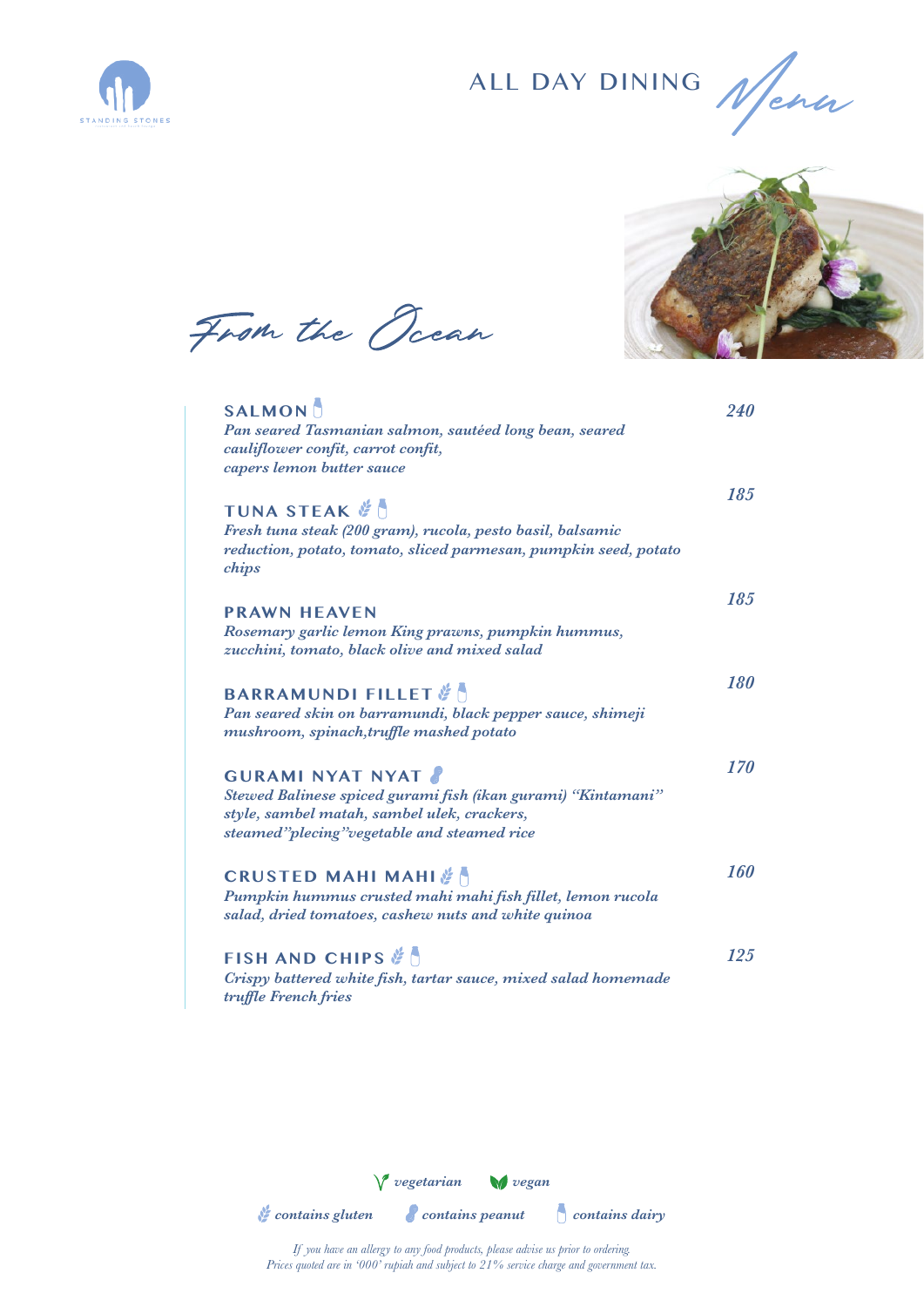# ALL DAY DINING *Menu*

## From the Ocean

**SALMON** (contains dairy) — *240*
*Pan seared Tasmanian salmon, sautéed long bean, seared cauliflower confit, carrot confit, capers lemon butter sauce*

**TUNA STEAK** (contains gluten, contains dairy) — *185*
*Fresh tuna steak (200 gram), rucola, pesto basil, balsamic reduction, potato, tomato, sliced parmesan, pumpkin seed, potato chips*

**PRAWN HEAVEN** — *185*
*Rosemary garlic lemon King prawns, pumpkin hummus, zucchini, tomato, black olive and mixed salad*

**BARRAMUNDI FILLET** (contains gluten, contains dairy) — *180*
*Pan seared skin on barramundi, black pepper sauce, shimeji mushroom, spinach,truffle mashed potato*

**GURAMI NYAT NYAT** (contains peanut) — *170*
*Stewed Balinese spiced gurami fish (ikan gurami) "Kintamani" style, sambel matah, sambel ulek, crackers, steamed"plecing"vegetable and steamed rice*

**CRUSTED MAHI MAHI** (contains gluten, contains dairy) — *160*
*Pumpkin hummus crusted mahi mahi fish fillet, lemon rucola salad, dried tomatoes, cashew nuts and white quinoa*

**FISH AND CHIPS** (contains gluten, contains dairy) — *125*
*Crispy battered white fish, tartar sauce, mixed salad homemade truffle French fries*

*vegetarian* *vegan*

*contains gluten* *contains peanut* *contains dairy*

*If you have an allergy to any food products, please advise us prior to ordering.*
*Prices quoted are in '000' rupiah and subject to 21% service charge and government tax.*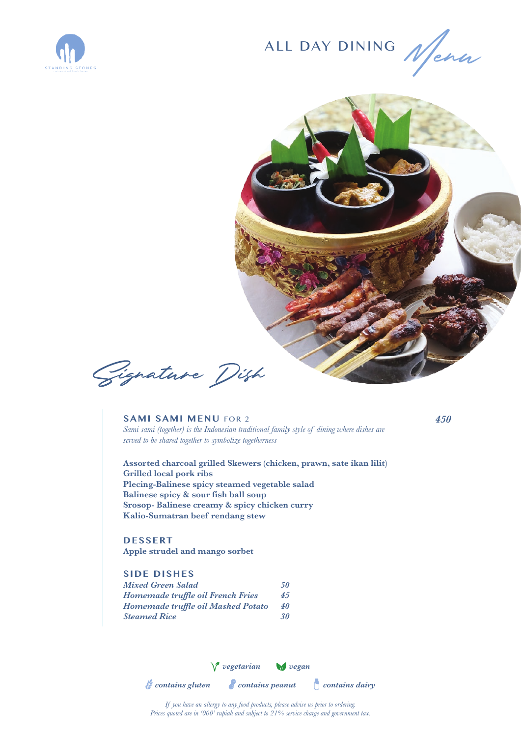# ALL DAY DINING *Menu*

## *Signature Dish*

### SAMI SAMI MENU FOR 2 — *450*

*Sami sami (together) is the Indonesian traditional family style of dining where dishes are served to be shared together to symbolize togetherness*

**Assorted charcoal grilled Skewers (chicken, prawn, sate ikan lilit)**
**Grilled local pork ribs**
**Plecing-Balinese spicy steamed vegetable salad**
**Balinese spicy & sour fish ball soup**
**Srosop- Balinese creamy & spicy chicken curry**
**Kalio-Sumatran beef rendang stew**

### DESSERT

**Apple strudel and mango sorbet**

### SIDE DISHES

| | |
|---|---|
| *Mixed Green Salad* | *50* |
| *Homemade truffle oil French Fries* | *45* |
| *Homemade truffle oil Mashed Potato* | *40* |
| *Steamed Rice* | *30* |

*vegetarian* *vegan*

*contains gluten* *contains peanut* *contains dairy*

*If you have an allergy to any food products, please advise us prior to ordering.*
*Prices quoted are in '000' rupiah and subject to 21% service charge and government tax.*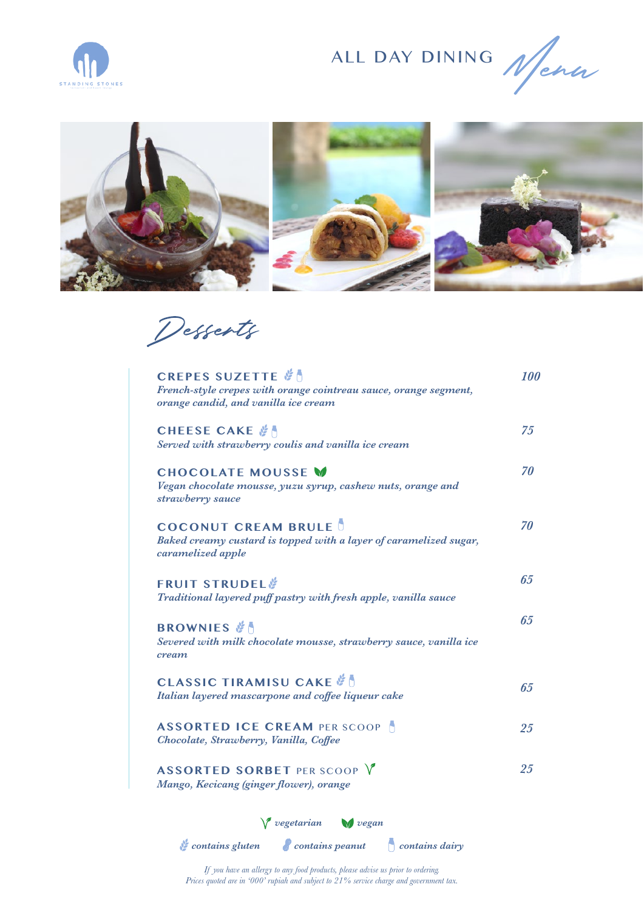# ALL DAY DINING *Menu*

## *Desserts*

**CREPES SUZETTE** 🌾🥛 — *100*
*French-style crepes with orange cointreau sauce, orange segment, orange candid, and vanilla ice cream*

**CHEESE CAKE** 🌾🥛 — *75*
*Served with strawberry coulis and vanilla ice cream*

**CHOCOLATE MOUSSE** (vegan) — *70*
*Vegan chocolate mousse, yuzu syrup, cashew nuts, orange and strawberry sauce*

**COCONUT CREAM BRULE** 🥛 — *70*
*Baked creamy custard is topped with a layer of caramelized sugar, caramelized apple*

**FRUIT STRUDEL** 🌾 — *65*
*Traditional layered puff pastry with fresh apple, vanilla sauce*

**BROWNIES** 🌾🥛 — *65*
*Severed with milk chocolate mousse, strawberry sauce, vanilla ice cream*

**CLASSIC TIRAMISU CAKE** 🌾🥛 — *65*
*Italian layered mascarpone and coffee liqueur cake*

**ASSORTED ICE CREAM** PER SCOOP 🥛 — *25*
*Chocolate, Strawberry, Vanilla, Coffee*

**ASSORTED SORBET** PER SCOOP (vegetarian) — *25*
*Mango, Kecicang (ginger flower), orange*

*vegetarian* · *vegan*

*contains gluten* · *contains peanut* · *contains dairy*

*If you have an allergy to any food products, please advise us prior to ordering.*
*Prices quoted are in '000' rupiah and subject to 21% service charge and government tax.*